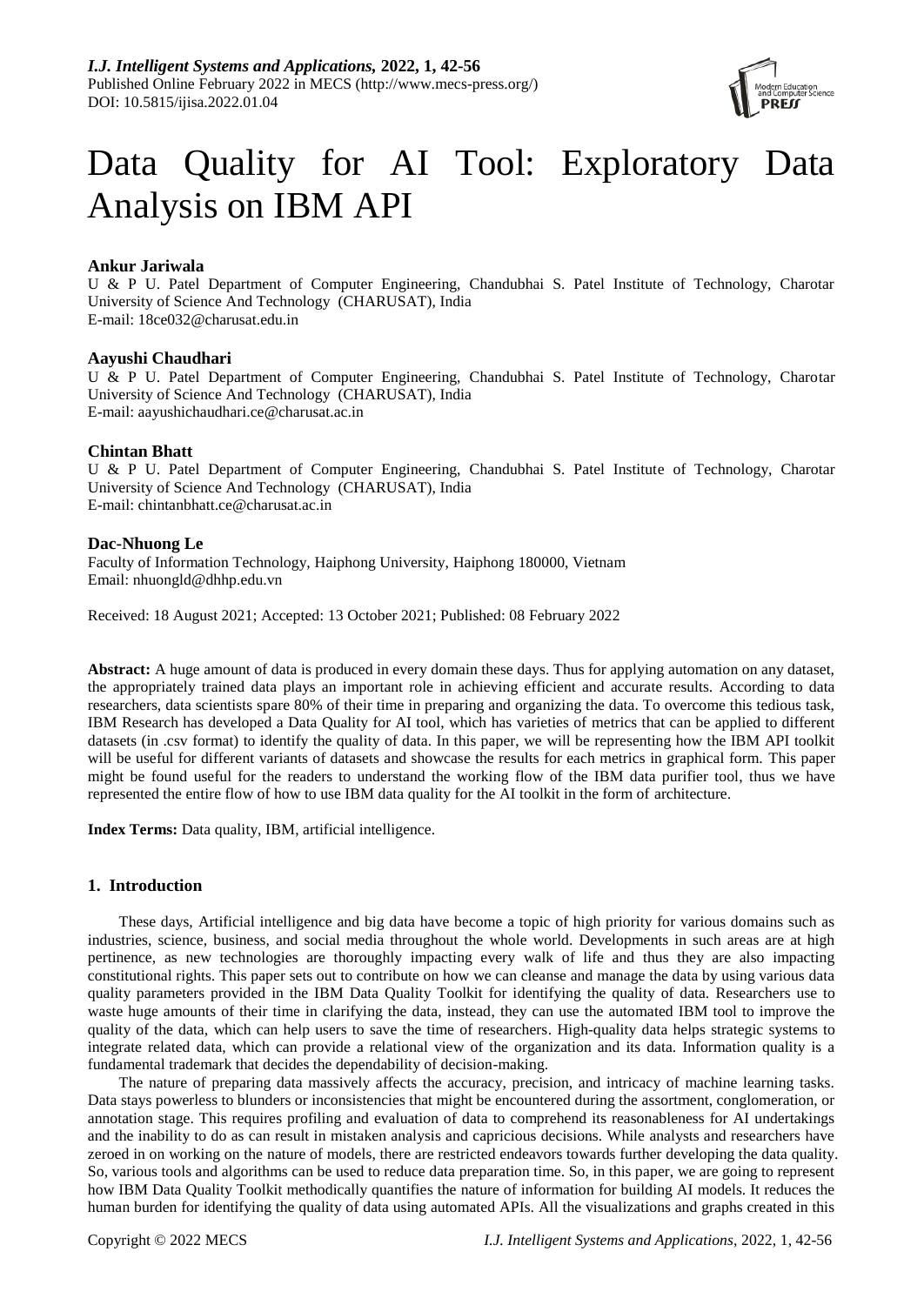# Data Quality for AI Tool: Exploratory Data Analysis on IBM API

**Ankur Jariwala**
U & P U. Patel Department of Computer Engineering, Chandubhai S. Patel Institute of Technology, Charotar University of Science And Technology (CHARUSAT), India
E-mail: 18ce032@charusat.edu.in

**Aayushi Chaudhari**
U & P U. Patel Department of Computer Engineering, Chandubhai S. Patel Institute of Technology, Charotar University of Science And Technology (CHARUSAT), India
E-mail: aayushichaudhari.ce@charusat.ac.in

**Chintan Bhatt**
U & P U. Patel Department of Computer Engineering, Chandubhai S. Patel Institute of Technology, Charotar University of Science And Technology (CHARUSAT), India
E-mail: chintanbhatt.ce@charusat.ac.in

**Dac-Nhuong Le**
Faculty of Information Technology, Haiphong University, Haiphong 180000, Vietnam
Email: nhuongld@dhhp.edu.vn

Received: 18 August 2021; Accepted: 13 October 2021; Published: 08 February 2022

**Abstract:** A huge amount of data is produced in every domain these days. Thus for applying automation on any dataset, the appropriately trained data plays an important role in achieving efficient and accurate results. According to data researchers, data scientists spare 80% of their time in preparing and organizing the data. To overcome this tedious task, IBM Research has developed a Data Quality for AI tool, which has varieties of metrics that can be applied to different datasets (in .csv format) to identify the quality of data. In this paper, we will be representing how the IBM API toolkit will be useful for different variants of datasets and showcase the results for each metrics in graphical form. This paper might be found useful for the readers to understand the working flow of the IBM data purifier tool, thus we have represented the entire flow of how to use IBM data quality for the AI toolkit in the form of architecture.

**Index Terms:** Data quality, IBM, artificial intelligence.

## 1. Introduction

These days, Artificial intelligence and big data have become a topic of high priority for various domains such as industries, science, business, and social media throughout the whole world. Developments in such areas are at high pertinence, as new technologies are thoroughly impacting every walk of life and thus they are also impacting constitutional rights. This paper sets out to contribute on how we can cleanse and manage the data by using various data quality parameters provided in the IBM Data Quality Toolkit for identifying the quality of data. Researchers use to waste huge amounts of their time in clarifying the data, instead, they can use the automated IBM tool to improve the quality of the data, which can help users to save the time of researchers. High-quality data helps strategic systems to integrate related data, which can provide a relational view of the organization and its data. Information quality is a fundamental trademark that decides the dependability of decision-making.

The nature of preparing data massively affects the accuracy, precision, and intricacy of machine learning tasks. Data stays powerless to blunders or inconsistencies that might be encountered during the assortment, conglomeration, or annotation stage. This requires profiling and evaluation of data to comprehend its reasonableness for AI undertakings and the inability to do as can result in mistaken analysis and capricious decisions. While analysts and researchers have zeroed in on working on the nature of models, there are restricted endeavors towards further developing the data quality. So, various tools and algorithms can be used to reduce data preparation time. So, in this paper, we are going to represent how IBM Data Quality Toolkit methodically quantifies the nature of information for building AI models. It reduces the human burden for identifying the quality of data using automated APIs. All the visualizations and graphs created in this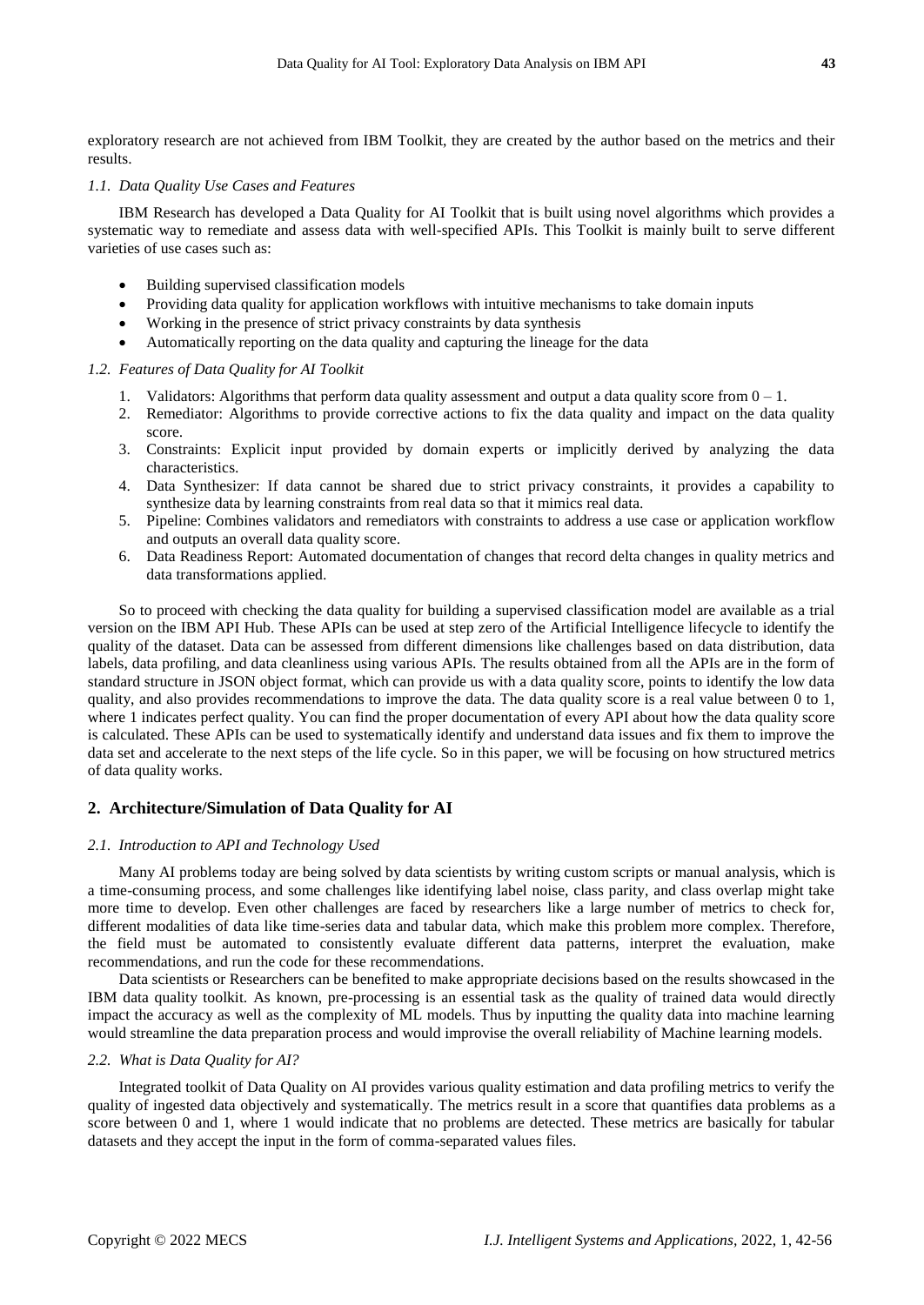exploratory research are not achieved from IBM Toolkit, they are created by the author based on the metrics and their results.

### *1.1. Data Quality Use Cases and Features*

IBM Research has developed a Data Quality for AI Toolkit that is built using novel algorithms which provides a systematic way to remediate and assess data with well-specified APIs. This Toolkit is mainly built to serve different varieties of use cases such as:

- Building supervised classification models
- Providing data quality for application workflows with intuitive mechanisms to take domain inputs
- Working in the presence of strict privacy constraints by data synthesis
- Automatically reporting on the data quality and capturing the lineage for the data

### *1.2. Features of Data Quality for AI Toolkit*

1. Validators: Algorithms that perform data quality assessment and output a data quality score from 0 – 1.
2. Remediator: Algorithms to provide corrective actions to fix the data quality and impact on the data quality score.
3. Constraints: Explicit input provided by domain experts or implicitly derived by analyzing the data characteristics.
4. Data Synthesizer: If data cannot be shared due to strict privacy constraints, it provides a capability to synthesize data by learning constraints from real data so that it mimics real data.
5. Pipeline: Combines validators and remediators with constraints to address a use case or application workflow and outputs an overall data quality score.
6. Data Readiness Report: Automated documentation of changes that record delta changes in quality metrics and data transformations applied.

So to proceed with checking the data quality for building a supervised classification model are available as a trial version on the IBM API Hub. These APIs can be used at step zero of the Artificial Intelligence lifecycle to identify the quality of the dataset. Data can be assessed from different dimensions like challenges based on data distribution, data labels, data profiling, and data cleanliness using various APIs. The results obtained from all the APIs are in the form of standard structure in JSON object format, which can provide us with a data quality score, points to identify the low data quality, and also provides recommendations to improve the data. The data quality score is a real value between 0 to 1, where 1 indicates perfect quality. You can find the proper documentation of every API about how the data quality score is calculated. These APIs can be used to systematically identify and understand data issues and fix them to improve the data set and accelerate to the next steps of the life cycle. So in this paper, we will be focusing on how structured metrics of data quality works.

## 2. Architecture/Simulation of Data Quality for AI

### *2.1. Introduction to API and Technology Used*

Many AI problems today are being solved by data scientists by writing custom scripts or manual analysis, which is a time-consuming process, and some challenges like identifying label noise, class parity, and class overlap might take more time to develop. Even other challenges are faced by researchers like a large number of metrics to check for, different modalities of data like time-series data and tabular data, which make this problem more complex. Therefore, the field must be automated to consistently evaluate different data patterns, interpret the evaluation, make recommendations, and run the code for these recommendations.

Data scientists or Researchers can be benefited to make appropriate decisions based on the results showcased in the IBM data quality toolkit. As known, pre-processing is an essential task as the quality of trained data would directly impact the accuracy as well as the complexity of ML models. Thus by inputting the quality data into machine learning would streamline the data preparation process and would improvise the overall reliability of Machine learning models.

### *2.2. What is Data Quality for AI?*

Integrated toolkit of Data Quality on AI provides various quality estimation and data profiling metrics to verify the quality of ingested data objectively and systematically. The metrics result in a score that quantifies data problems as a score between 0 and 1, where 1 would indicate that no problems are detected. These metrics are basically for tabular datasets and they accept the input in the form of comma-separated values files.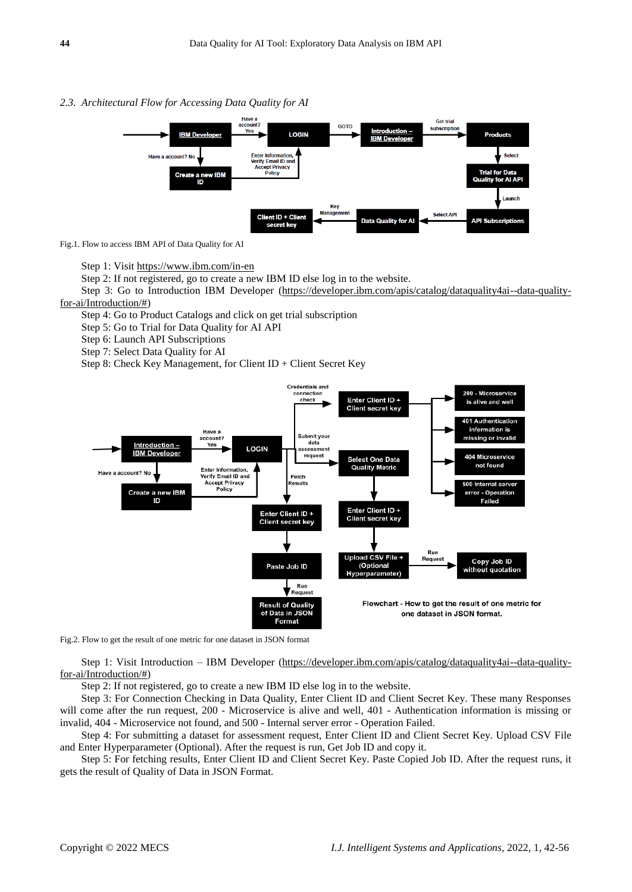### 2.3. Architectural Flow for Accessing Data Quality for AI

Fig.1. Flow to access IBM API of Data Quality for AI

Step 1: Visit https://www.ibm.com/in-en

Step 2: If not registered, go to create a new IBM ID else log in to the website.

Step 3: Go to Introduction IBM Developer (https://developer.ibm.com/apis/catalog/dataquality4ai--data-quality-for-ai/Introduction/#)

Step 4: Go to Product Catalogs and click on get trial subscription

Step 5: Go to Trial for Data Quality for AI API

Step 6: Launch API Subscriptions

Step 7: Select Data Quality for AI

Step 8: Check Key Management, for Client ID + Client Secret Key

Fig.2. Flow to get the result of one metric for one dataset in JSON format

Step 1: Visit Introduction – IBM Developer (https://developer.ibm.com/apis/catalog/dataquality4ai--data-quality-for-ai/Introduction/#)

Step 2: If not registered, go to create a new IBM ID else log in to the website.

Step 3: For Connection Checking in Data Quality, Enter Client ID and Client Secret Key. These many Responses will come after the run request, 200 - Microservice is alive and well, 401 - Authentication information is missing or invalid, 404 - Microservice not found, and 500 - Internal server error - Operation Failed.

Step 4: For submitting a dataset for assessment request, Enter Client ID and Client Secret Key. Upload CSV File and Enter Hyperparameter (Optional). After the request is run, Get Job ID and copy it.

Step 5: For fetching results, Enter Client ID and Client Secret Key. Paste Copied Job ID. After the request runs, it gets the result of Quality of Data in JSON Format.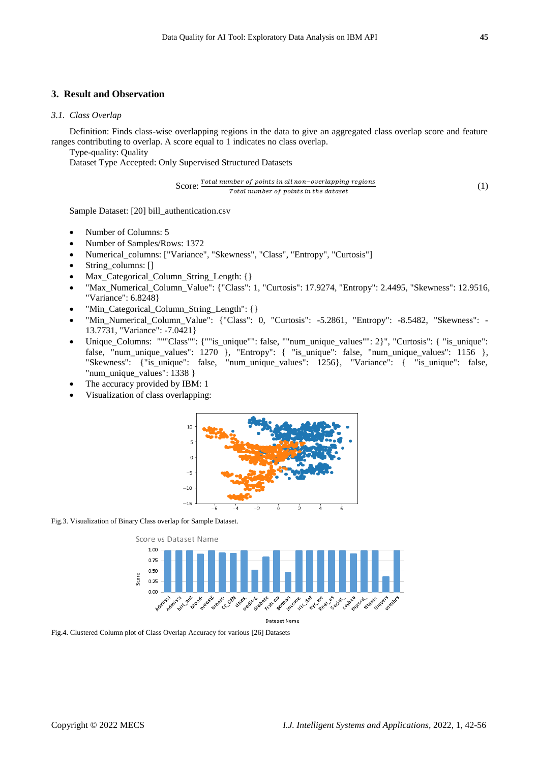## 3. Result and Observation

### 3.1. Class Overlap

Definition: Finds class-wise overlapping regions in the data to give an aggregated class overlap score and feature ranges contributing to overlap. A score equal to 1 indicates no class overlap.

Type-quality: Quality

Dataset Type Accepted: Only Supervised Structured Datasets

$$\text{Score: } \frac{\text{Total number of points in all non-overlapping regions}}{\text{Total number of points in the dataset}} \tag{1}$$

Sample Dataset: [20] bill_authentication.csv

- Number of Columns: 5
- Number of Samples/Rows: 1372
- Numerical_columns: ["Variance", "Skewness", "Class", "Entropy", "Curtosis"]
- String_columns: []
- Max_Categorical_Column_String_Length: {}
- "Max_Numerical_Column_Value": {"Class": 1, "Curtosis": 17.9274, "Entropy": 2.4495, "Skewness": 12.9516, "Variance": 6.8248}
- "Min_Categorical_Column_String_Length": {}
- "Min_Numerical_Column_Value": {"Class": 0, "Curtosis": -5.2861, "Entropy": -8.5482, "Skewness": -13.7731, "Variance": -7.0421}
- Unique_Columns: """Class"": {""is_unique"": false, ""num_unique_values"": 2}", "Curtosis": { "is_unique": false, "num_unique_values": 1270 }, "Entropy": { "is_unique": false, "num_unique_values": 1156 }, "Skewness": {"is_unique": false, "num_unique_values": 1256}, "Variance": { "is_unique": false, "num_unique_values": 1338 }
- The accuracy provided by IBM: 1
- Visualization of class overlapping:

Fig.3. Visualization of Binary Class overlap for Sample Dataset.

Fig.4. Clustered Column plot of Class Overlap Accuracy for various [26] Datasets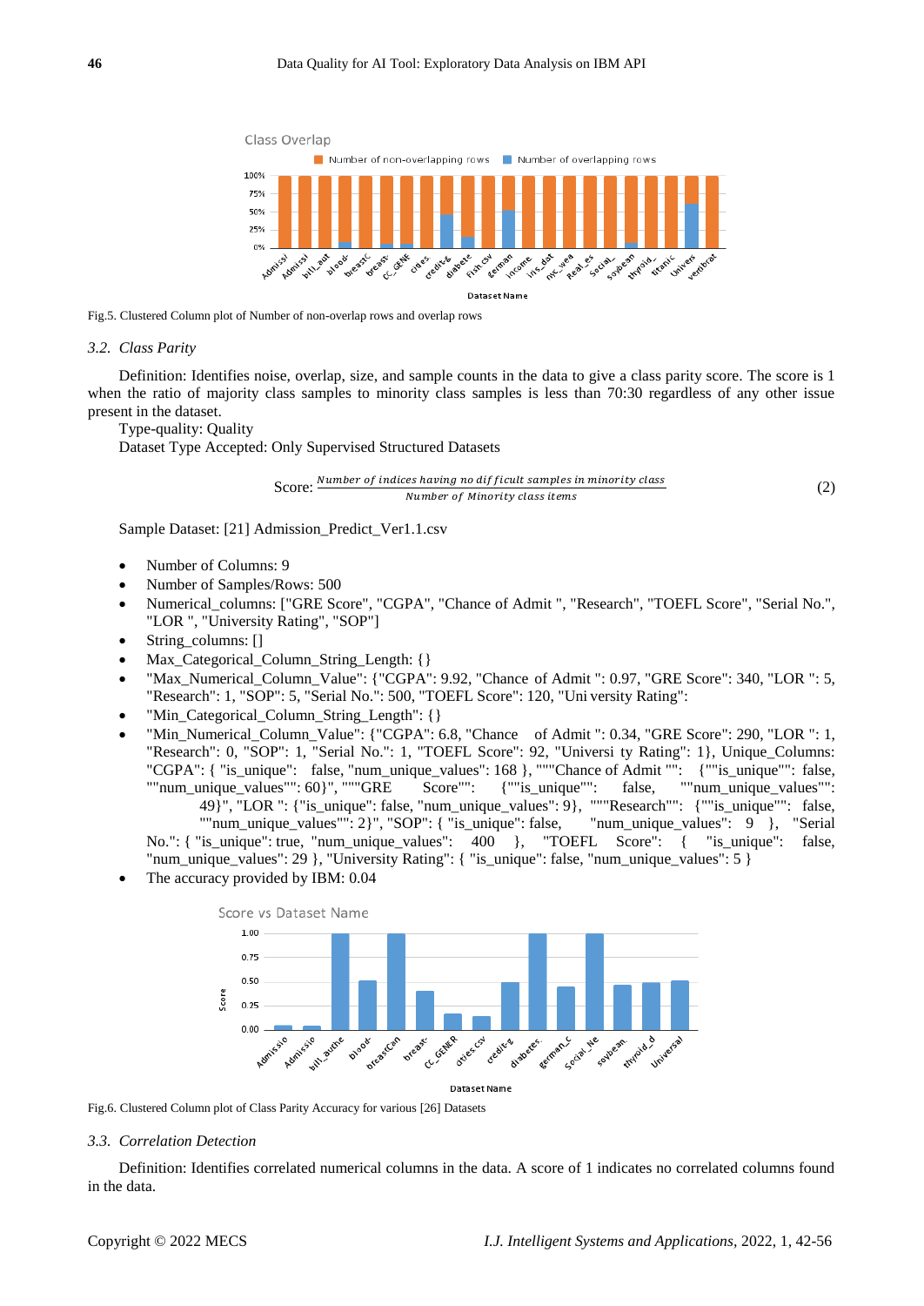Fig.5. Clustered Column plot of Number of non-overlap rows and overlap rows

### 3.2. *Class Parity*

Definition: Identifies noise, overlap, size, and sample counts in the data to give a class parity score. The score is 1 when the ratio of majority class samples to minority class samples is less than 70:30 regardless of any other issue present in the dataset.

Type-quality: Quality

Dataset Type Accepted: Only Supervised Structured Datasets

$$\text{Score: } \frac{\text{Number of indices having no difficult samples in minority class}}{\text{Number of Minority class items}} \tag{2}$$

Sample Dataset: [21] Admission_Predict_Ver1.1.csv

- Number of Columns: 9
- Number of Samples/Rows: 500
- Numerical_columns: ["GRE Score", "CGPA", "Chance of Admit ", "Research", "TOEFL Score", "Serial No.", "LOR ", "University Rating", "SOP"]
- String_columns: []
- Max_Categorical_Column_String_Length: {}
- "Max_Numerical_Column_Value": {"CGPA": 9.92, "Chance of Admit ": 0.97, "GRE Score": 340, "LOR ": 5, "Research": 1, "SOP": 5, "Serial No.": 500, "TOEFL Score": 120, "Uni versity Rating":
- "Min_Categorical_Column_String_Length": {}
- "Min_Numerical_Column_Value": {"CGPA": 6.8, "Chance of Admit ": 0.34, "GRE Score": 290, "LOR ": 1, "Research": 0, "SOP": 1, "Serial No.": 1, "TOEFL Score": 92, "Universi ty Rating": 1}, Unique_Columns: "CGPA": { "is_unique": false, "num_unique_values": 168 }, """Chance of Admit "": {""is_unique"": false, ""num_unique_values"": 60}", """GRE Score"": {""is_unique"": false, ""num_unique_values"": 49}", "LOR ": {"is_unique": false, "num_unique_values": 9}, """Research"": {""is_unique"": false, ""num_unique_values"": 2}", "SOP": { "is_unique": false, "num_unique_values": 9 }, "Serial No.": { "is_unique": true, "num_unique_values": 400 }, "TOEFL Score": { "is_unique": false, "num_unique_values": 29 }, "University Rating": { "is_unique": false, "num_unique_values": 5 }
- The accuracy provided by IBM: 0.04

Fig.6. Clustered Column plot of Class Parity Accuracy for various [26] Datasets

### 3.3. *Correlation Detection*

Definition: Identifies correlated numerical columns in the data. A score of 1 indicates no correlated columns found in the data.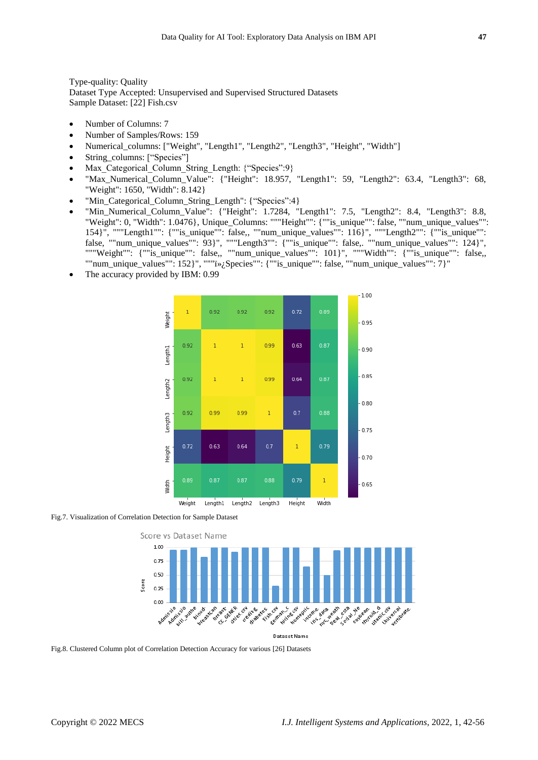Type-quality: Quality
Dataset Type Accepted: Unsupervised and Supervised Structured Datasets
Sample Dataset: [22] Fish.csv

- Number of Columns: 7
- Number of Samples/Rows: 159
- Numerical_columns: ["Weight", "Length1", "Length2", "Length3", "Height", "Width"]
- String_columns: ["Species"]
- Max_Categorical_Column_String_Length: {"Species":9}
- "Max_Numerical_Column_Value": {"Height": 18.957, "Length1": 59, "Length2": 63.4, "Length3": 68, "Weight": 1650, "Width": 8.142}
- "Min_Categorical_Column_String_Length": {"Species":4}
- "Min_Numerical_Column_Value": {"Height": 1.7284, "Length1": 7.5, "Length2": 8.4, "Length3": 8.8, "Weight": 0, "Width": 1.0476}, Unique_Columns: """Height"": {""is_unique"": false, ""num_unique_values"": 154}", """Length1"": {""is_unique"": false,, ""num_unique_values"": 116}", """Length2"": {""is_unique"": false, ""num_unique_values"": 93}", """Length3"": {""is_unique"": false,. ""num_unique_values"": 124}", """Weight"": {""is_unique"": false,, ""num_unique_values"": 101}", """Width"": {""is_unique"": false,, ""num_unique_values"": 152}", """ï»¿Species"": {""is_unique"": false, ""num_unique_values"": 7}"
- The accuracy provided by IBM: 0.99

Fig.7. Visualization of Correlation Detection for Sample Dataset

Fig.8. Clustered Column plot of Correlation Detection Accuracy for various [26] Datasets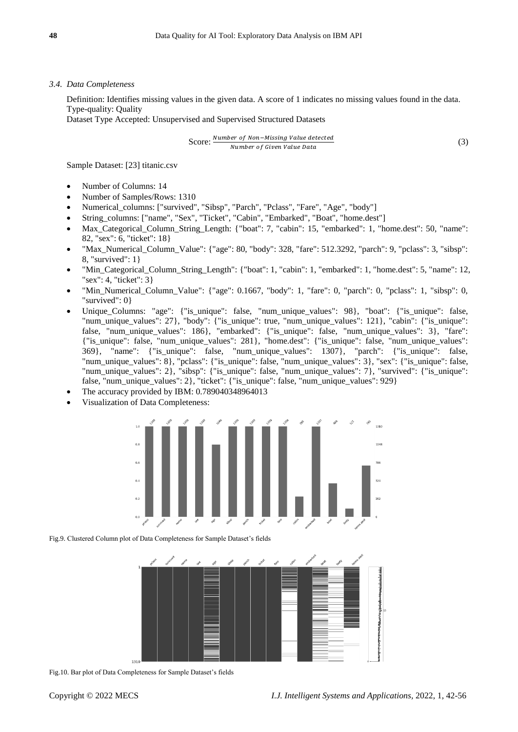### 3.4. Data Completeness

Definition: Identifies missing values in the given data. A score of 1 indicates no missing values found in the data.
Type-quality: Quality
Dataset Type Accepted: Unsupervised and Supervised Structured Datasets

$$\text{Score: } \frac{Number\ of\ Non-Missing\ Value\ detected}{Number\ of\ Given\ Value\ Data} \tag{3}$$

Sample Dataset: [23] titanic.csv

- Number of Columns: 14
- Number of Samples/Rows: 1310
- Numerical_columns: ["survived", "Sibsp", "Parch", "Pclass", "Fare", "Age", "body"]
- String_columns: ["name", "Sex", "Ticket", "Cabin", "Embarked", "Boat", "home.dest"]
- Max_Categorical_Column_String_Length: {"boat": 7, "cabin": 15, "embarked": 1, "home.dest": 50, "name": 82, "sex": 6, "ticket": 18}
- "Max_Numerical_Column_Value": {"age": 80, "body": 328, "fare": 512.3292, "parch": 9, "pclass": 3, "sibsp": 8, "survived": 1}
- "Min_Categorical_Column_String_Length": {"boat": 1, "cabin": 1, "embarked": 1, "home.dest": 5, "name": 12, "sex": 4, "ticket": 3}
- "Min_Numerical_Column_Value": {"age": 0.1667, "body": 1, "fare": 0, "parch": 0, "pclass": 1, "sibsp": 0, "survived": 0}
- Unique_Columns: "age": {"is_unique": false, "num_unique_values": 98}, "boat": {"is_unique": false, "num_unique_values": 27}, "body": {"is_unique": true, "num_unique_values": 121}, "cabin": {"is_unique": false, "num_unique_values": 186}, "embarked": {"is_unique": false, "num_unique_values": 3}, "fare": {"is_unique": false, "num_unique_values": 281}, "home.dest": {"is_unique": false, "num_unique_values": 369}, "name": {"is_unique": false, "num_unique_values": 1307}, "parch": {"is_unique": false, "num_unique_values": 8}, "pclass": {"is_unique": false, "num_unique_values": 3}, "sex": {"is_unique": false, "num_unique_values": 2}, "sibsp": {"is_unique": false, "num_unique_values": 7}, "survived": {"is_unique": false, "num_unique_values": 2}, "ticket": {"is_unique": false, "num_unique_values": 929}
- The accuracy provided by IBM: 0.789040348964013
- Visualization of Data Completeness:

Fig.9. Clustered Column plot of Data Completeness for Sample Dataset's fields

Fig.10. Bar plot of Data Completeness for Sample Dataset's fields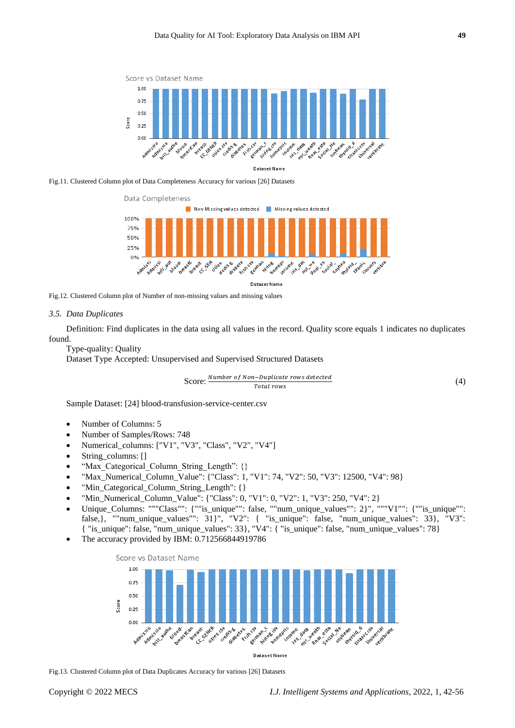Fig.11. Clustered Column plot of Data Completeness Accuracy for various [26] Datasets

Fig.12. Clustered Column plot of Number of non-missing values and missing values

### 3.5. Data Duplicates

Definition: Find duplicates in the data using all values in the record. Quality score equals 1 indicates no duplicates found.

Type-quality: Quality

Dataset Type Accepted: Unsupervised and Supervised Structured Datasets

$$\text{Score: } \frac{\text{Number of Non-Duplicate rows detected}}{\text{Total rows}} \tag{4}$$

Sample Dataset: [24] blood-transfusion-service-center.csv

- Number of Columns: 5
- Number of Samples/Rows: 748
- Numerical_columns: ["V1", "V3", "Class", "V2", "V4"]
- String_columns: []
- "Max_Categorical_Column_String_Length": {}
- "Max_Numerical_Column_Value": {"Class": 1, "V1": 74, "V2": 50, "V3": 12500, "V4": 98}
- "Min_Categorical_Column_String_Length": {}
- "Min_Numerical_Column_Value": {"Class": 0, "V1": 0, "V2": 1, "V3": 250, "V4": 2}
- Unique_Columns: """Class"": {""is_unique"": false, ""num_unique_values"": 2}", """V1"": {""is_unique"": false,}, ""num_unique_values"": 31}", "V2": { "is_unique": false, "num_unique_values": 33}, "V3": { "is_unique": false, "num_unique_values": 33}, "V4": { "is_unique": false, "num_unique_values": 78}
- The accuracy provided by IBM: 0.712566844919786

Fig.13. Clustered Column plot of Data Duplicates Accuracy for various [26] Datasets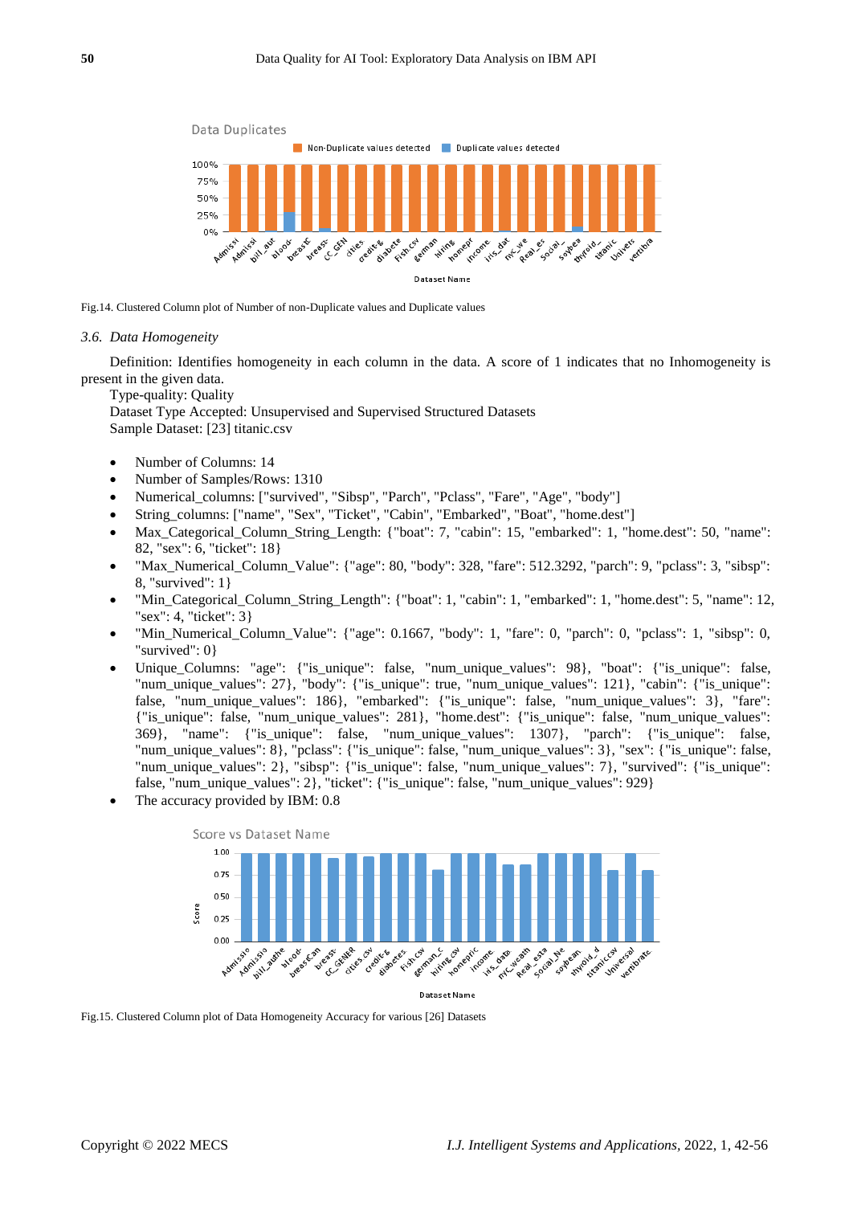Fig.14. Clustered Column plot of Number of non-Duplicate values and Duplicate values

### 3.6. *Data Homogeneity*

Definition: Identifies homogeneity in each column in the data. A score of 1 indicates that no Inhomogeneity is present in the given data.

Type-quality: Quality

Dataset Type Accepted: Unsupervised and Supervised Structured Datasets

Sample Dataset: [23] titanic.csv

- Number of Columns: 14
- Number of Samples/Rows: 1310
- Numerical_columns: ["survived", "Sibsp", "Parch", "Pclass", "Fare", "Age", "body"]
- String_columns: ["name", "Sex", "Ticket", "Cabin", "Embarked", "Boat", "home.dest"]
- Max_Categorical_Column_String_Length: {"boat": 7, "cabin": 15, "embarked": 1, "home.dest": 50, "name": 82, "sex": 6, "ticket": 18}
- "Max_Numerical_Column_Value": {"age": 80, "body": 328, "fare": 512.3292, "parch": 9, "pclass": 3, "sibsp": 8, "survived": 1}
- "Min_Categorical_Column_String_Length": {"boat": 1, "cabin": 1, "embarked": 1, "home.dest": 5, "name": 12, "sex": 4, "ticket": 3}
- "Min_Numerical_Column_Value": {"age": 0.1667, "body": 1, "fare": 0, "parch": 0, "pclass": 1, "sibsp": 0, "survived": 0}
- Unique_Columns: "age": {"is_unique": false, "num_unique_values": 98}, "boat": {"is_unique": false, "num_unique_values": 27}, "body": {"is_unique": true, "num_unique_values": 121}, "cabin": {"is_unique": false, "num_unique_values": 186}, "embarked": {"is_unique": false, "num_unique_values": 3}, "fare": {"is_unique": false, "num_unique_values": 281}, "home.dest": {"is_unique": false, "num_unique_values": 369}, "name": {"is_unique": false, "num_unique_values": 1307}, "parch": {"is_unique": false, "num_unique_values": 8}, "pclass": {"is_unique": false, "num_unique_values": 3}, "sex": {"is_unique": false, "num_unique_values": 2}, "sibsp": {"is_unique": false, "num_unique_values": 7}, "survived": {"is_unique": false, "num_unique_values": 2}, "ticket": {"is_unique": false, "num_unique_values": 929}
- The accuracy provided by IBM: 0.8

Fig.15. Clustered Column plot of Data Homogeneity Accuracy for various [26] Datasets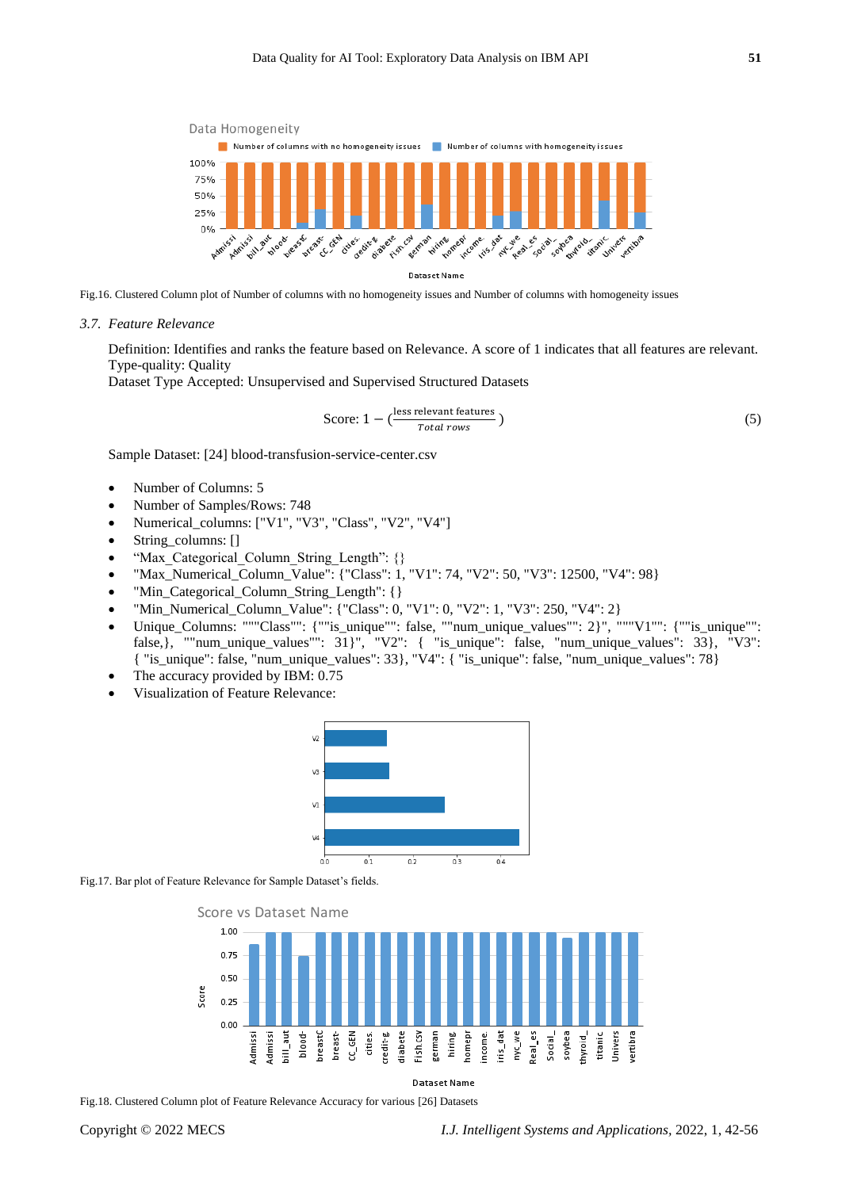Fig.16. Clustered Column plot of Number of columns with no homogeneity issues and Number of columns with homogeneity issues

### 3.7. Feature Relevance

Definition: Identifies and ranks the feature based on Relevance. A score of 1 indicates that all features are relevant.
Type-quality: Quality
Dataset Type Accepted: Unsupervised and Supervised Structured Datasets

$$\text{Score: } 1 - \left(\frac{\text{less relevant features}}{\textit{Total rows}}\right) \tag{5}$$

Sample Dataset: [24] blood-transfusion-service-center.csv

- Number of Columns: 5
- Number of Samples/Rows: 748
- Numerical_columns: ["V1", "V3", "Class", "V2", "V4"]
- String_columns: []
- "Max_Categorical_Column_String_Length": {}
- "Max_Numerical_Column_Value": {"Class": 1, "V1": 74, "V2": 50, "V3": 12500, "V4": 98}
- "Min_Categorical_Column_String_Length": {}
- "Min_Numerical_Column_Value": {"Class": 0, "V1": 0, "V2": 1, "V3": 250, "V4": 2}
- Unique_Columns: """Class"": {""is_unique"": false, ""num_unique_values"": 2}", """V1"": {""is_unique"": false,}, ""num_unique_values"": 31}", "V2": { "is_unique": false, "num_unique_values": 33}, "V3": { "is_unique": false, "num_unique_values": 33}, "V4": { "is_unique": false, "num_unique_values": 78}
- The accuracy provided by IBM: 0.75
- Visualization of Feature Relevance:

Fig.17. Bar plot of Feature Relevance for Sample Dataset's fields.

Fig.18. Clustered Column plot of Feature Relevance Accuracy for various [26] Datasets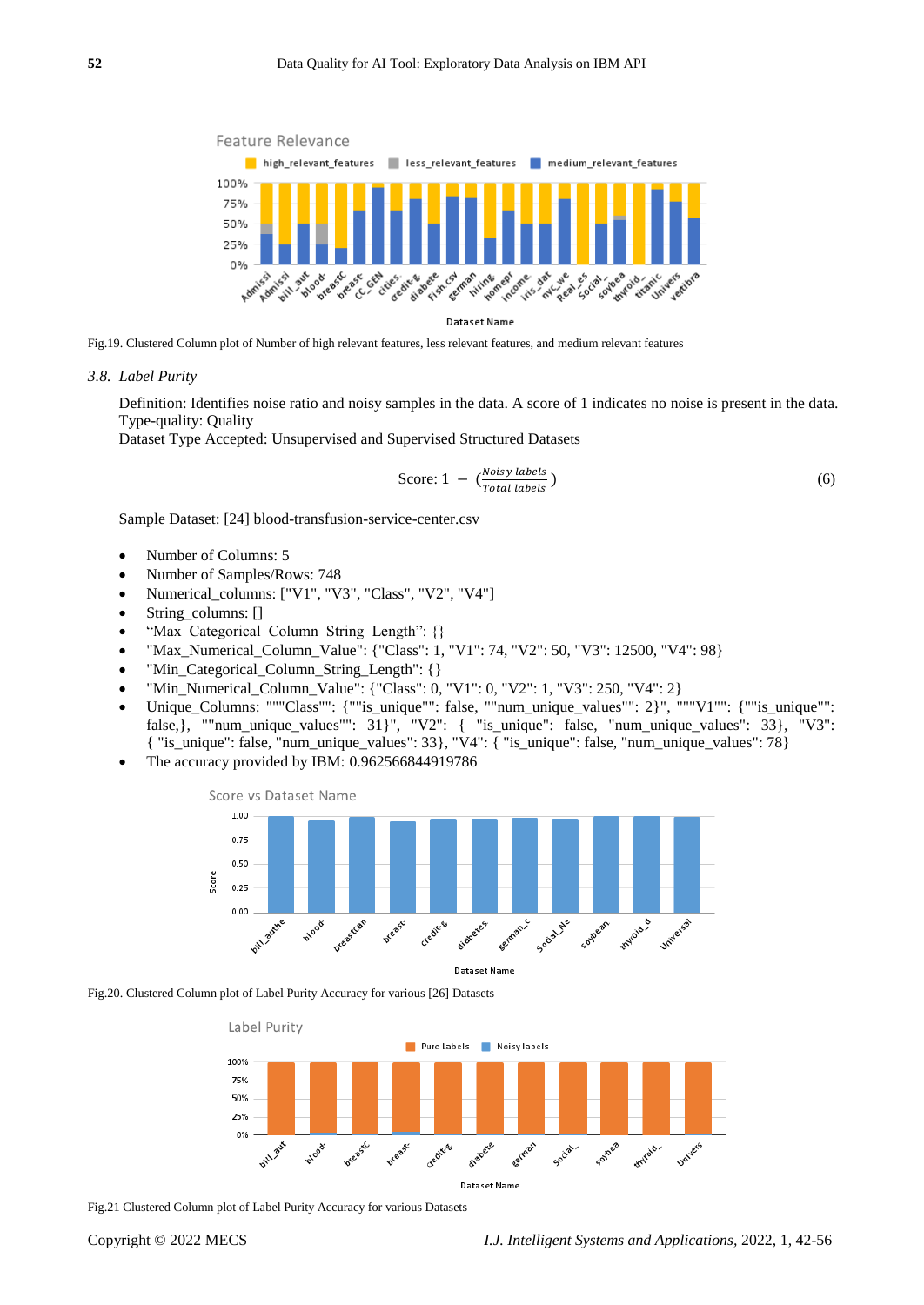Fig.19. Clustered Column plot of Number of high relevant features, less relevant features, and medium relevant features

### 3.8. *Label Purity*

Definition: Identifies noise ratio and noisy samples in the data. A score of 1 indicates no noise is present in the data.
Type-quality: Quality
Dataset Type Accepted: Unsupervised and Supervised Structured Datasets

$$\text{Score: } 1 - \left(\frac{\textit{Noisy labels}}{\textit{Total labels}}\right) \tag{6}$$

Sample Dataset: [24] blood-transfusion-service-center.csv

- Number of Columns: 5
- Number of Samples/Rows: 748
- Numerical_columns: ["V1", "V3", "Class", "V2", "V4"]
- String_columns: []
- "Max_Categorical_Column_String_Length": {}
- "Max_Numerical_Column_Value": {"Class": 1, "V1": 74, "V2": 50, "V3": 12500, "V4": 98}
- "Min_Categorical_Column_String_Length": {}
- "Min_Numerical_Column_Value": {"Class": 0, "V1": 0, "V2": 1, "V3": 250, "V4": 2}
- Unique_Columns: """Class"": {""is_unique"": false, ""num_unique_values"": 2}", """V1"": {""is_unique"": false,}, ""num_unique_values"": 31}", "V2": { "is_unique": false, "num_unique_values": 33}, "V3": { "is_unique": false, "num_unique_values": 33}, "V4": { "is_unique": false, "num_unique_values": 78}
- The accuracy provided by IBM: 0.962566844919786

Fig.20. Clustered Column plot of Label Purity Accuracy for various [26] Datasets

Fig.21 Clustered Column plot of Label Purity Accuracy for various Datasets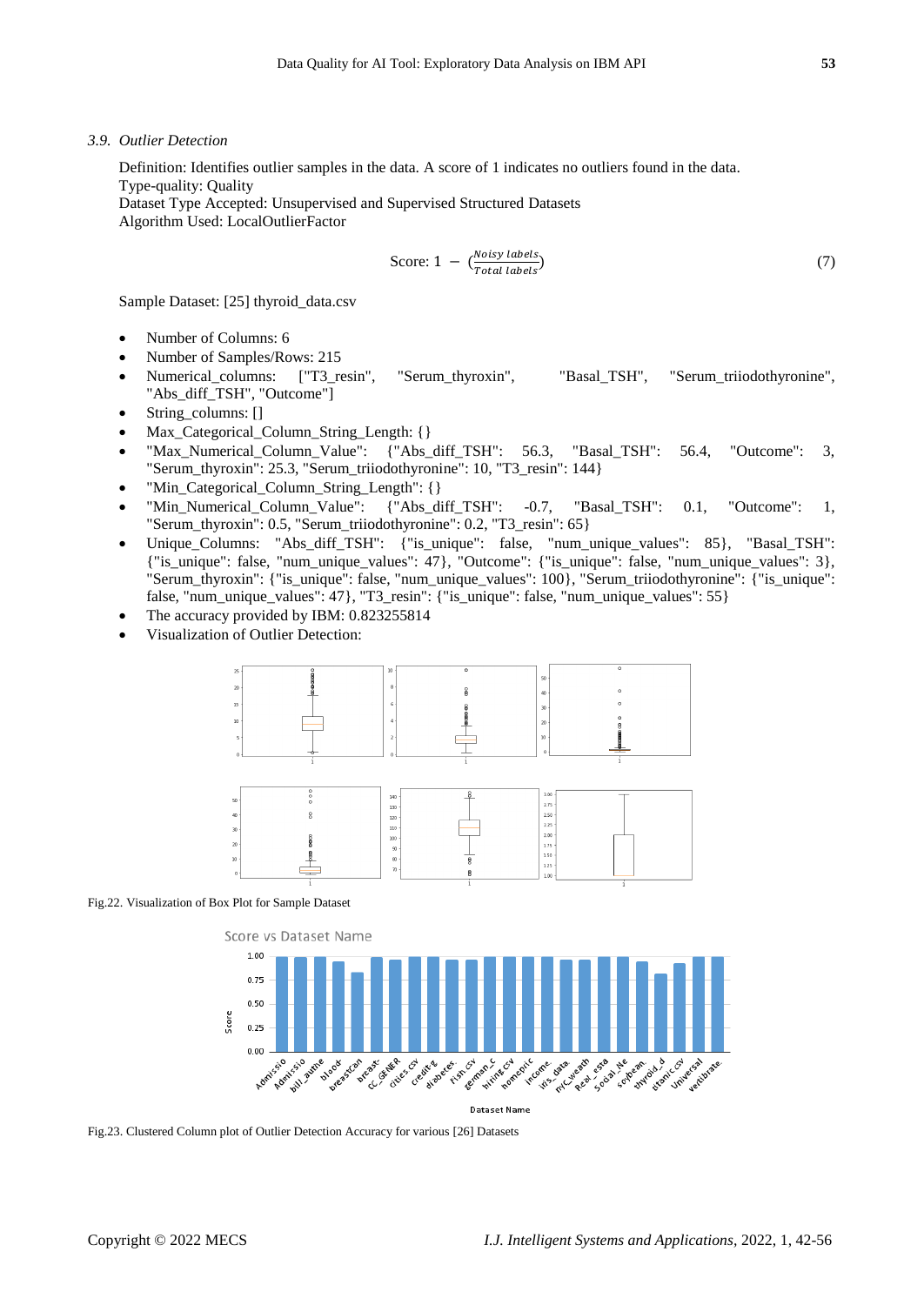### 3.9. *Outlier Detection*

Definition: Identifies outlier samples in the data. A score of 1 indicates no outliers found in the data.
Type-quality: Quality
Dataset Type Accepted: Unsupervised and Supervised Structured Datasets
Algorithm Used: LocalOutlierFactor

$$\text{Score: } 1 - \left(\frac{\textit{Noisy labels}}{\textit{Total labels}}\right) \tag{7}$$

Sample Dataset: [25] thyroid_data.csv

- Number of Columns: 6
- Number of Samples/Rows: 215
- Numerical_columns: ["T3_resin", "Serum_thyroxin", "Basal_TSH", "Serum_triiodothyronine", "Abs_diff_TSH", "Outcome"]
- String_columns: []
- Max_Categorical_Column_String_Length: {}
- "Max_Numerical_Column_Value": {"Abs_diff_TSH": 56.3, "Basal_TSH": 56.4, "Outcome": 3, "Serum_thyroxin": 25.3, "Serum_triiodothyronine": 10, "T3_resin": 144}
- "Min_Categorical_Column_String_Length": {}
- "Min_Numerical_Column_Value": {"Abs_diff_TSH": -0.7, "Basal_TSH": 0.1, "Outcome": 1, "Serum_thyroxin": 0.5, "Serum_triiodothyronine": 0.2, "T3_resin": 65}
- Unique_Columns: "Abs_diff_TSH": {"is_unique": false, "num_unique_values": 85}, "Basal_TSH": {"is_unique": false, "num_unique_values": 47}, "Outcome": {"is_unique": false, "num_unique_values": 3}, "Serum_thyroxin": {"is_unique": false, "num_unique_values": 100}, "Serum_triiodothyronine": {"is_unique": false, "num_unique_values": 47}, "T3_resin": {"is_unique": false, "num_unique_values": 55}
- The accuracy provided by IBM: 0.823255814
- Visualization of Outlier Detection:

Fig.22. Visualization of Box Plot for Sample Dataset

Fig.23. Clustered Column plot of Outlier Detection Accuracy for various [26] Datasets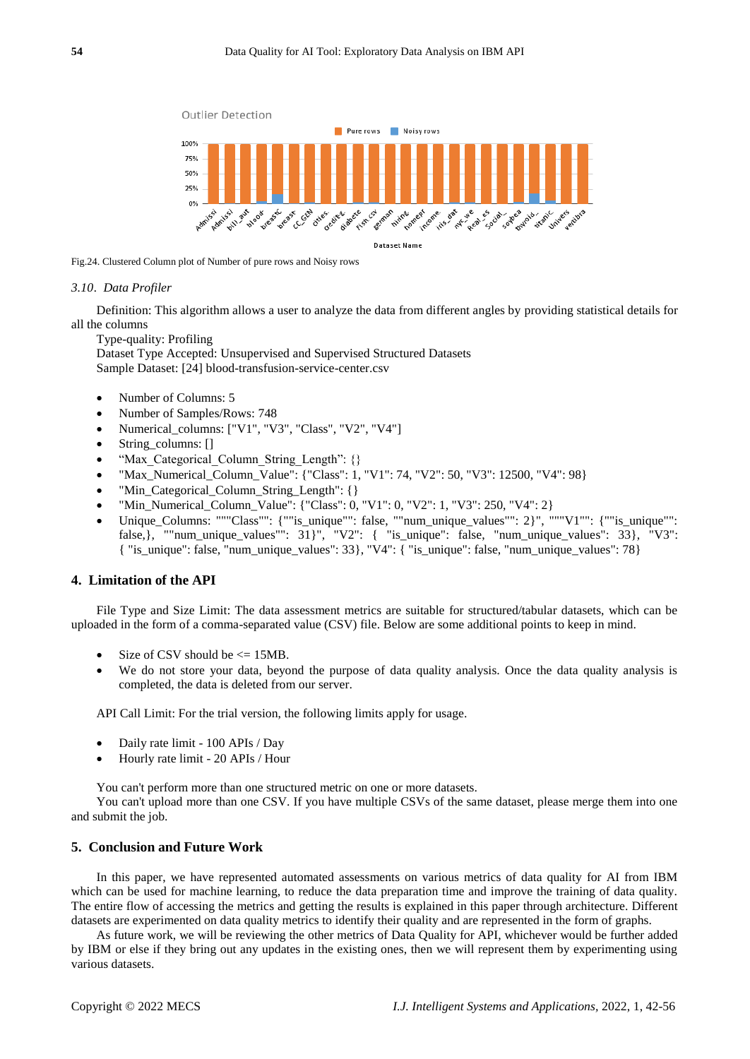Fig.24. Clustered Column plot of Number of pure rows and Noisy rows

### 3.10. Data Profiler

Definition: This algorithm allows a user to analyze the data from different angles by providing statistical details for all the columns

Type-quality: Profiling

Dataset Type Accepted: Unsupervised and Supervised Structured Datasets

Sample Dataset: [24] blood-transfusion-service-center.csv

- Number of Columns: 5
- Number of Samples/Rows: 748
- Numerical_columns: ["V1", "V3", "Class", "V2", "V4"]
- String_columns: []
- "Max_Categorical_Column_String_Length": {}
- "Max_Numerical_Column_Value": {"Class": 1, "V1": 74, "V2": 50, "V3": 12500, "V4": 98}
- "Min_Categorical_Column_String_Length": {}
- "Min_Numerical_Column_Value": {"Class": 0, "V1": 0, "V2": 1, "V3": 250, "V4": 2}
- Unique_Columns: """Class"": {""is_unique"": false, ""num_unique_values"": 2}", """V1"": {""is_unique"": false,}, ""num_unique_values"": 31}", "V2": { "is_unique": false, "num_unique_values": 33}, "V3": { "is_unique": false, "num_unique_values": 33}, "V4": { "is_unique": false, "num_unique_values": 78}

## 4. Limitation of the API

File Type and Size Limit: The data assessment metrics are suitable for structured/tabular datasets, which can be uploaded in the form of a comma-separated value (CSV) file. Below are some additional points to keep in mind.

- Size of CSV should be <= 15MB.
- We do not store your data, beyond the purpose of data quality analysis. Once the data quality analysis is completed, the data is deleted from our server.

API Call Limit: For the trial version, the following limits apply for usage.

- Daily rate limit - 100 APIs / Day
- Hourly rate limit - 20 APIs / Hour

You can't perform more than one structured metric on one or more datasets.

You can't upload more than one CSV. If you have multiple CSVs of the same dataset, please merge them into one and submit the job.

## 5. Conclusion and Future Work

In this paper, we have represented automated assessments on various metrics of data quality for AI from IBM which can be used for machine learning, to reduce the data preparation time and improve the training of data quality. The entire flow of accessing the metrics and getting the results is explained in this paper through architecture. Different datasets are experimented on data quality metrics to identify their quality and are represented in the form of graphs.

As future work, we will be reviewing the other metrics of Data Quality for API, whichever would be further added by IBM or else if they bring out any updates in the existing ones, then we will represent them by experimenting using various datasets.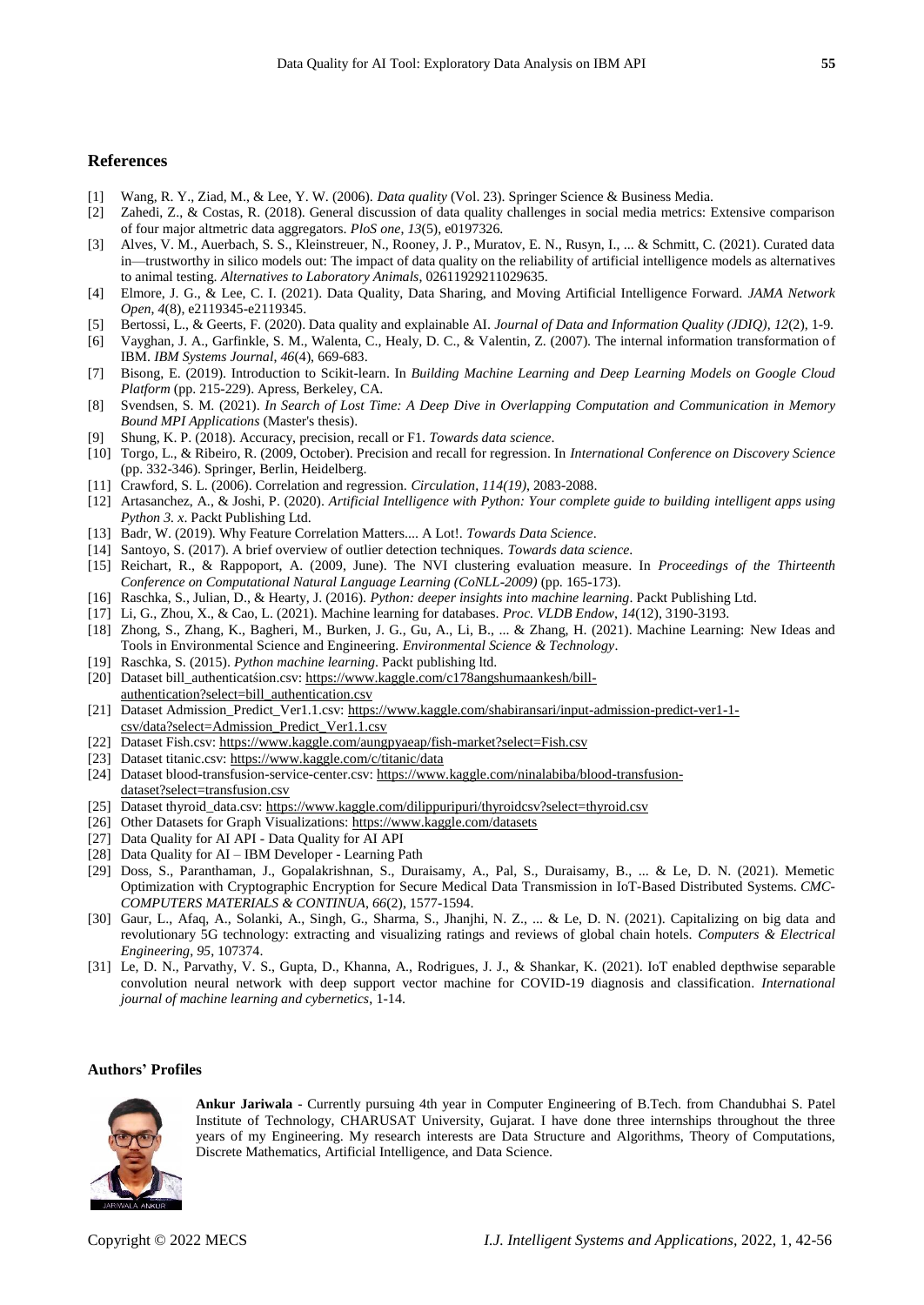## References

[1] Wang, R. Y., Ziad, M., & Lee, Y. W. (2006). *Data quality* (Vol. 23). Springer Science & Business Media.

[2] Zahedi, Z., & Costas, R. (2018). General discussion of data quality challenges in social media metrics: Extensive comparison of four major altmetric data aggregators. *PloS one*, *13*(5), e0197326.

[3] Alves, V. M., Auerbach, S. S., Kleinstreuer, N., Rooney, J. P., Muratov, E. N., Rusyn, I., ... & Schmitt, C. (2021). Curated data in—trustworthy in silico models out: The impact of data quality on the reliability of artificial intelligence models as alternatives to animal testing. *Alternatives to Laboratory Animals*, 02611929211029635.

[4] Elmore, J. G., & Lee, C. I. (2021). Data Quality, Data Sharing, and Moving Artificial Intelligence Forward. *JAMA Network Open*, *4*(8), e2119345-e2119345.

[5] Bertossi, L., & Geerts, F. (2020). Data quality and explainable AI. *Journal of Data and Information Quality (JDIQ)*, *12*(2), 1-9.

[6] Vayghan, J. A., Garfinkle, S. M., Walenta, C., Healy, D. C., & Valentin, Z. (2007). The internal information transformation of IBM. *IBM Systems Journal*, *46*(4), 669-683.

[7] Bisong, E. (2019). Introduction to Scikit-learn. In *Building Machine Learning and Deep Learning Models on Google Cloud Platform* (pp. 215-229). Apress, Berkeley, CA.

[8] Svendsen, S. M. (2021). *In Search of Lost Time: A Deep Dive in Overlapping Computation and Communication in Memory Bound MPI Applications* (Master's thesis).

[9] Shung, K. P. (2018). Accuracy, precision, recall or F1. *Towards data science*.

[10] Torgo, L., & Ribeiro, R. (2009, October). Precision and recall for regression. In *International Conference on Discovery Science* (pp. 332-346). Springer, Berlin, Heidelberg.

[11] Crawford, S. L. (2006). Correlation and regression. *Circulation*, *114(19)*, 2083-2088.

[12] Artasanchez, A., & Joshi, P. (2020). *Artificial Intelligence with Python: Your complete guide to building intelligent apps using Python 3. x*. Packt Publishing Ltd.

[13] Badr, W. (2019). Why Feature Correlation Matters.... A Lot!. *Towards Data Science*.

[14] Santoyo, S. (2017). A brief overview of outlier detection techniques. *Towards data science*.

[15] Reichart, R., & Rappoport, A. (2009, June). The NVI clustering evaluation measure. In *Proceedings of the Thirteenth Conference on Computational Natural Language Learning (CoNLL-2009)* (pp. 165-173).

[16] Raschka, S., Julian, D., & Hearty, J. (2016). *Python: deeper insights into machine learning*. Packt Publishing Ltd.

[17] Li, G., Zhou, X., & Cao, L. (2021). Machine learning for databases. *Proc. VLDB Endow*, *14*(12), 3190-3193.

[18] Zhong, S., Zhang, K., Bagheri, M., Burken, J. G., Gu, A., Li, B., ... & Zhang, H. (2021). Machine Learning: New Ideas and Tools in Environmental Science and Engineering. *Environmental Science & Technology*.

[19] Raschka, S. (2015). *Python machine learning*. Packt publishing ltd.

[20] Dataset bill_authenticatśion.csv: https://www.kaggle.com/c178angshumaankesh/bill-authentication?select=bill_authentication.csv

[21] Dataset Admission_Predict_Ver1.1.csv: https://www.kaggle.com/shabiransari/input-admission-predict-ver1-1-csv/data?select=Admission_Predict_Ver1.1.csv

[22] Dataset Fish.csv: https://www.kaggle.com/aungpyaeap/fish-market?select=Fish.csv

[23] Dataset titanic.csv: https://www.kaggle.com/c/titanic/data

[24] Dataset blood-transfusion-service-center.csv: https://www.kaggle.com/ninalabiba/blood-transfusion-dataset?select=transfusion.csv

[25] Dataset thyroid_data.csv: https://www.kaggle.com/dilippuripuri/thyroidcsv?select=thyroid.csv

[26] Other Datasets for Graph Visualizations: https://www.kaggle.com/datasets

[27] Data Quality for AI API - Data Quality for AI API

[28] Data Quality for AI – IBM Developer - Learning Path

[29] Doss, S., Paranthaman, J., Gopalakrishnan, S., Duraisamy, A., Pal, S., Duraisamy, B., ... & Le, D. N. (2021). Memetic Optimization with Cryptographic Encryption for Secure Medical Data Transmission in IoT-Based Distributed Systems. *CMC-COMPUTERS MATERIALS & CONTINUA*, *66*(2), 1577-1594.

[30] Gaur, L., Afaq, A., Solanki, A., Singh, G., Sharma, S., Jhanjhi, N. Z., ... & Le, D. N. (2021). Capitalizing on big data and revolutionary 5G technology: extracting and visualizing ratings and reviews of global chain hotels. *Computers & Electrical Engineering*, *95*, 107374.

[31] Le, D. N., Parvathy, V. S., Gupta, D., Khanna, A., Rodrigues, J. J., & Shankar, K. (2021). IoT enabled depthwise separable convolution neural network with deep support vector machine for COVID-19 diagnosis and classification. *International journal of machine learning and cybernetics*, 1-14.

### Authors' Profiles

**Ankur Jariwala** - Currently pursuing 4th year in Computer Engineering of B.Tech. from Chandubhai S. Patel Institute of Technology, CHARUSAT University, Gujarat. I have done three internships throughout the three years of my Engineering. My research interests are Data Structure and Algorithms, Theory of Computations, Discrete Mathematics, Artificial Intelligence, and Data Science.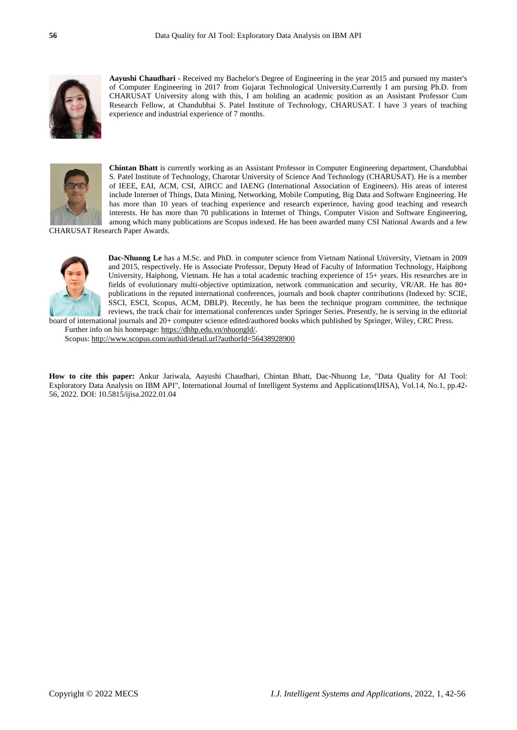**Aayushi Chaudhari** - Received my Bachelor's Degree of Engineering in the year 2015 and pursued my master's of Computer Engineering in 2017 from Gujarat Technological University.Currently I am pursing Ph.D. from CHARUSAT University along with this, I am holding an academic position as an Assistant Professor Cum Research Fellow, at Chandubhai S. Patel Institute of Technology, CHARUSAT. I have 3 years of teaching experience and industrial experience of 7 months.

**Chintan Bhatt** is currently working as an Assistant Professor in Computer Engineering department, Chandubhai S. Patel Institute of Technology, Charotar University of Science And Technology (CHARUSAT). He is a member of IEEE, EAI, ACM, CSI, AIRCC and IAENG (International Association of Engineers). His areas of interest include Internet of Things, Data Mining, Networking, Mobile Computing, Big Data and Software Engineering. He has more than 10 years of teaching experience and research experience, having good teaching and research interests. He has more than 70 publications in Internet of Things, Computer Vision and Software Engineering, among which many publications are Scopus indexed. He has been awarded many CSI National Awards and a few CHARUSAT Research Paper Awards.

**Dac-Nhuong Le** has a M.Sc. and PhD. in computer science from Vietnam National University, Vietnam in 2009 and 2015, respectively. He is Associate Professor, Deputy Head of Faculty of Information Technology, Haiphong University, Haiphong, Vietnam. He has a total academic teaching experience of 15+ years. His researches are in fields of evolutionary multi-objective optimization, network communication and security, VR/AR. He has 80+ publications in the reputed international conferences, journals and book chapter contributions (Indexed by: SCIE, SSCI, ESCI, Scopus, ACM, DBLP). Recently, he has been the technique program committee, the technique reviews, the track chair for international conferences under Springer Series. Presently, he is serving in the editorial board of international journals and 20+ computer science edited/authored books which published by Springer, Wiley, CRC Press.

Further info on his homepage: https://dhhp.edu.vn/nhuongld/.

Scopus: http://www.scopus.com/authid/detail.url?authorId=56438928900

**How to cite this paper:** Ankur Jariwala, Aayushi Chaudhari, Chintan Bhatt, Dac-Nhuong Le, "Data Quality for AI Tool: Exploratory Data Analysis on IBM API", International Journal of Intelligent Systems and Applications(IJISA), Vol.14, No.1, pp.42-56, 2022. DOI: 10.5815/ijisa.2022.01.04